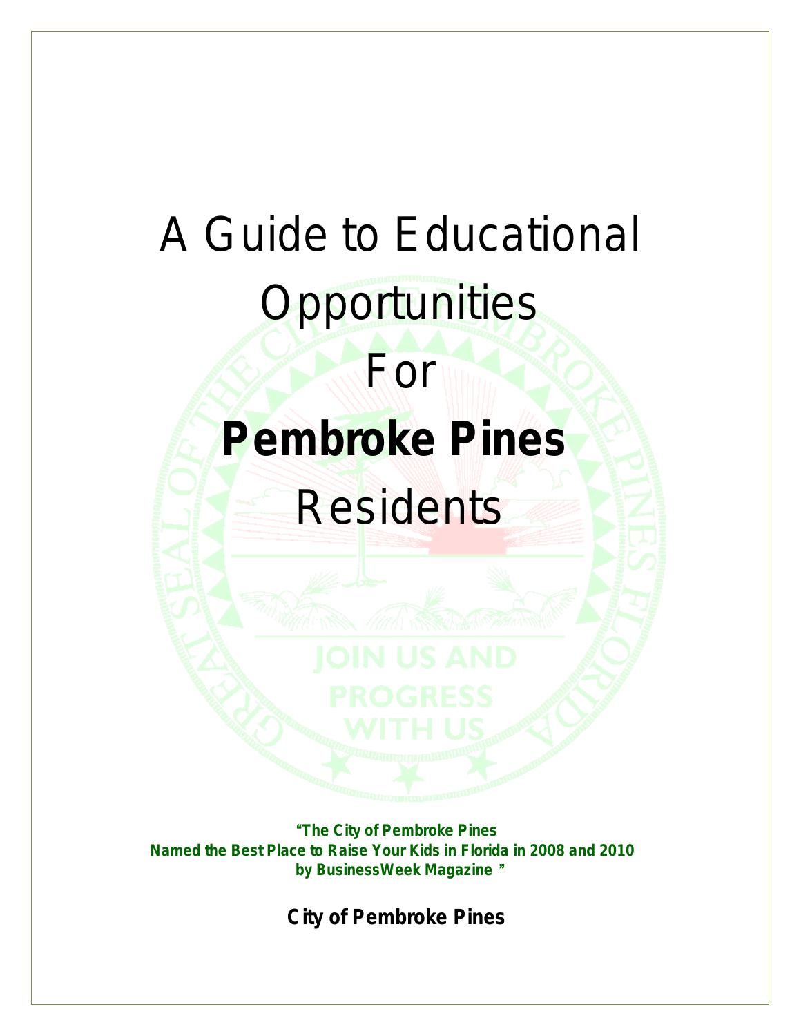# A Guide to Educational Opportunities For **Pembroke Pines** Residents

**"The City of Pembroke Pines Named the Best Place to Raise Your Kids in Florida in 2008 and 2010 by BusinessWeek Magazine"**

**City of Pembroke Pines**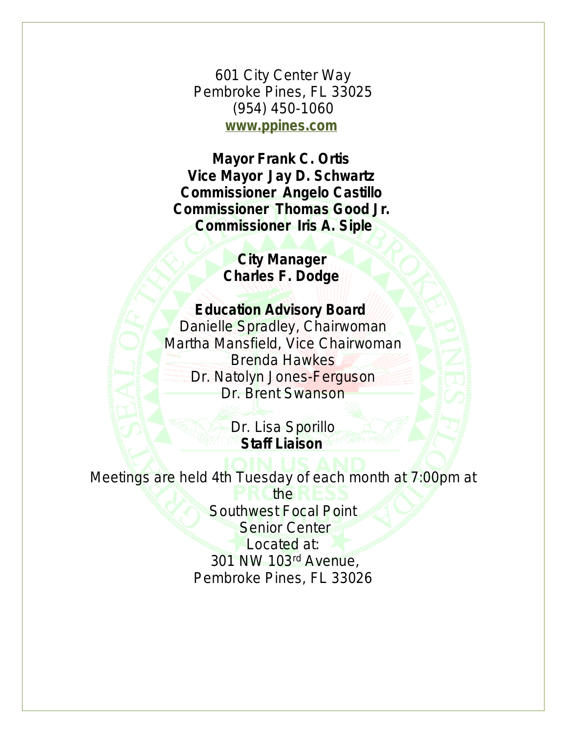601 City Center Way
Pembroke Pines, FL 33025
(954) 450-1060
**www.ppines.com**

**Mayor Frank C. Ortis**
**Vice Mayor Jay D. Schwartz**
**Commissioner Angelo Castillo**
**Commissioner Thomas Good Jr.**
**Commissioner Iris A. Siple**

**City Manager**
**Charles F. Dodge**

**Education Advisory Board**
Danielle Spradley, Chairwoman
Martha Mansfield, Vice Chairwoman
Brenda Hawkes
Dr. Natolyn Jones-Ferguson
Dr. Brent Swanson

Dr. Lisa Sporillo
**Staff Liaison**

Meetings are held 4th Tuesday of each month at 7:00pm at the
Southwest Focal Point
Senior Center
Located at:
301 NW 103rd Avenue,
Pembroke Pines, FL 33026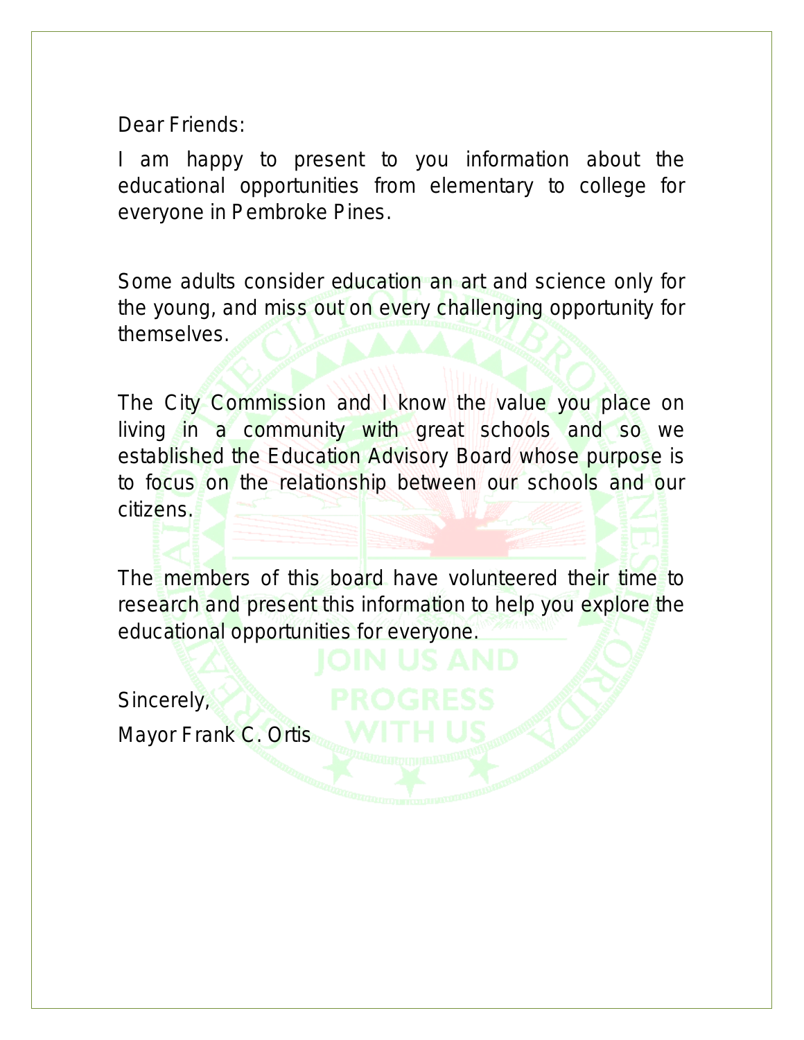Dear Friends:

I am happy to present to you information about the educational opportunities from elementary to college for everyone in Pembroke Pines.

Some adults consider education an art and science only for the young, and miss out on every challenging opportunity for themselves.

The City Commission and I know the value you place on living in a community with great schools and so we established the Education Advisory Board whose purpose is to focus on the relationship between our schools and our citizens.

The members of this board have volunteered their time to research and present this information to help you explore the educational opportunities for everyone.

Sincerely,

Mayor Frank C. Ortis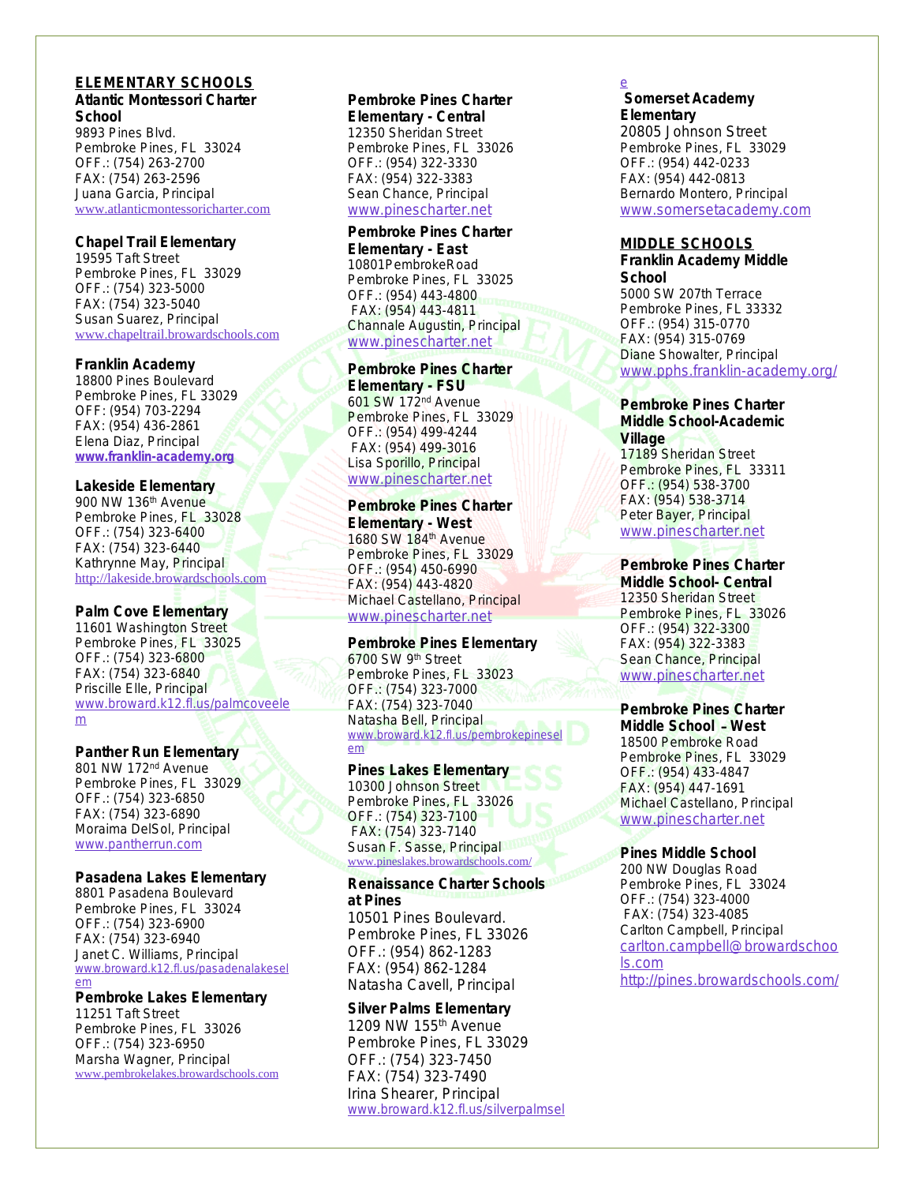## ELEMENTARY SCHOOLS

**Atlantic Montessori Charter School**
9893 Pines Blvd.
Pembroke Pines, FL 33024
OFF.: (754) 263-2700
FAX: (754) 263-2596
Juana Garcia, Principal
www.atlanticmontessoricharter.com

**Chapel Trail Elementary**
19595 Taft Street
Pembroke Pines, FL 33029
OFF.: (754) 323-5000
FAX: (754) 323-5040
Susan Suarez, Principal
www.chapeltrail.browardschools.com

**Franklin Academy**
18800 Pines Boulevard
Pembroke Pines, FL 33029
OFF: (954) 703-2294
FAX: (954) 436-2861
Elena Diaz, Principal
**www.franklin-academy.org**

**Lakeside Elementary**
900 NW 136th Avenue
Pembroke Pines, FL 33028
OFF.: (754) 323-6400
FAX: (754) 323-6440
Kathrynne May, Principal
http://lakeside.browardschools.com

**Palm Cove Elementary**
11601 Washington Street
Pembroke Pines, FL 33025
OFF.: (754) 323-6800
FAX: (754) 323-6840
Priscille Elle, Principal
www.broward.k12.fl.us/palmcoveelem

**Panther Run Elementary**
801 NW 172nd Avenue
Pembroke Pines, FL 33029
OFF.: (754) 323-6850
FAX: (754) 323-6890
Moraima DelSol, Principal
www.pantherrun.com

**Pasadena Lakes Elementary**
8801 Pasadena Boulevard
Pembroke Pines, FL 33024
OFF.: (754) 323-6900
FAX: (754) 323-6940
Janet C. Williams, Principal
www.broward.k12.fl.us/pasadenalakeselem

**Pembroke Lakes Elementary**
11251 Taft Street
Pembroke Pines, FL 33026
OFF.: (754) 323-6950
Marsha Wagner, Principal
www.pembrokelakes.browardschools.com

**Pembroke Pines Charter Elementary - Central**
12350 Sheridan Street
Pembroke Pines, FL 33026
OFF.: (954) 322-3330
FAX: (954) 322-3383
Sean Chance, Principal
www.pinescharter.net

**Pembroke Pines Charter Elementary - East**
10801PembrokeRoad
Pembroke Pines, FL 33025
OFF.: (954) 443-4800
FAX: (954) 443-4811
Channale Augustin, Principal
www.pinescharter.net

**Pembroke Pines Charter Elementary - FSU**
601 SW 172nd Avenue
Pembroke Pines, FL 33029
OFF.: (954) 499-4244
FAX: (954) 499-3016
Lisa Sporillo, Principal
www.pinescharter.net

**Pembroke Pines Charter Elementary - West**
1680 SW 184th Avenue
Pembroke Pines, FL 33029
OFF.: (954) 450-6990
FAX: (954) 443-4820
Michael Castellano, Principal
www.pinescharter.net

**Pembroke Pines Elementary**
6700 SW 9th Street
Pembroke Pines, FL 33023
OFF.: (754) 323-7000
FAX: (754) 323-7040
Natasha Bell, Principal
www.broward.k12.fl.us/pembrokepineselem

**Pines Lakes Elementary**
10300 Johnson Street
Pembroke Pines, FL 33026
OFF.: (754) 323-7100
FAX: (754) 323-7140
Susan F. Sasse, Principal
www.pineslakes.browardschools.com/

**Renaissance Charter Schools at Pines**
10501 Pines Boulevard.
Pembroke Pines, FL 33026
OFF.: (954) 862-1283
FAX: (954) 862-1284
Natasha Cavell, Principal

**Silver Palms Elementary**
1209 NW 155th Avenue
Pembroke Pines, FL 33029
OFF.: (754) 323-7450
FAX: (754) 323-7490
Irina Shearer, Principal
www.broward.k12.fl.us/silverpalmsele

**Somerset Academy Elementary**
20805 Johnson Street
Pembroke Pines, FL 33029
OFF.: (954) 442-0233
FAX: (954) 442-0813
Bernardo Montero, Principal
www.somersetacademy.com

## MIDDLE SCHOOLS

**Franklin Academy Middle School**
5000 SW 207th Terrace
Pembroke Pines, FL 33332
OFF.: (954) 315-0770
FAX: (954) 315-0769
Diane Showalter, Principal
www.pphs.franklin-academy.org/

**Pembroke Pines Charter Middle School-Academic Village**
17189 Sheridan Street
Pembroke Pines, FL 33311
OFF.: (954) 538-3700
FAX: (954) 538-3714
Peter Bayer, Principal
www.pinescharter.net

**Pembroke Pines Charter Middle School- Central**
12350 Sheridan Street
Pembroke Pines, FL 33026
OFF.: (954) 322-3300
FAX: (954) 322-3383
Sean Chance, Principal
www.pinescharter.net

**Pembroke Pines Charter Middle School – West**
18500 Pembroke Road
Pembroke Pines, FL 33029
OFF.: (954) 433-4847
FAX: (954) 447-1691
Michael Castellano, Principal
www.pinescharter.net

**Pines Middle School**
200 NW Douglas Road
Pembroke Pines, FL 33024
OFF.: (754) 323-4000
FAX: (754) 323-4085
Carlton Campbell, Principal
carlton.campbell@browardschools.com
http://pines.browardschools.com/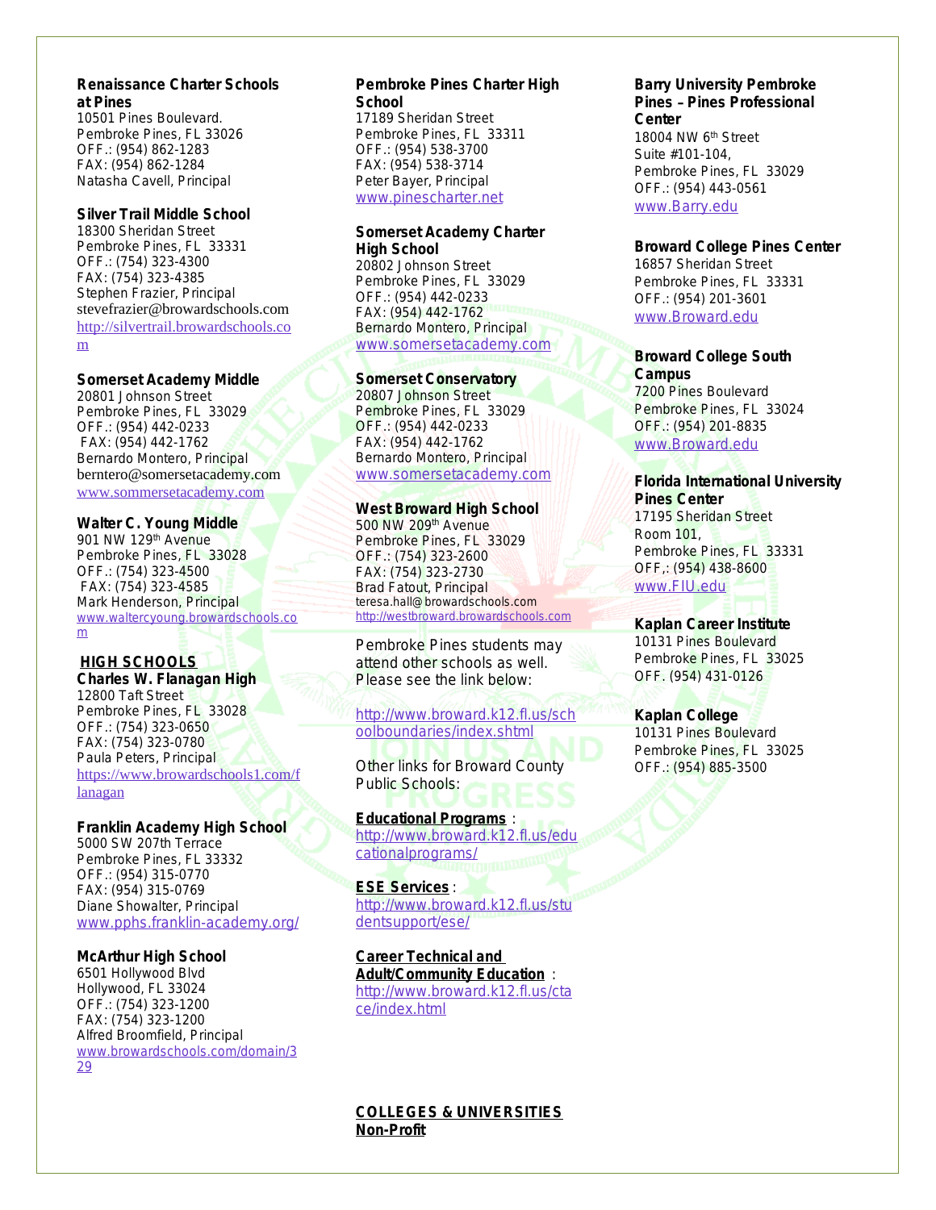**Renaissance Charter Schools at Pines**
10501 Pines Boulevard.
Pembroke Pines, FL 33026
OFF.: (954) 862-1283
FAX: (954) 862-1284
Natasha Cavell, Principal

**Silver Trail Middle School**
18300 Sheridan Street
Pembroke Pines, FL 33331
OFF.: (754) 323-4300
FAX: (754) 323-4385
Stephen Frazier, Principal
stevefrazier@browardschools.com
http://silvertrail.browardschools.com

**Somerset Academy Middle**
20801 Johnson Street
Pembroke Pines, FL 33029
OFF.: (954) 442-0233
FAX: (954) 442-1762
Bernardo Montero, Principal
berntero@somersetacademy.com
www.sommersetacademy.com

**Walter C. Young Middle**
901 NW 129th Avenue
Pembroke Pines, FL 33028
OFF.: (754) 323-4500
FAX: (754) 323-4585
Mark Henderson, Principal
www.waltercyoung.browardschools.com

## HIGH SCHOOLS

**Charles W. Flanagan High**
12800 Taft Street
Pembroke Pines, FL 33028
OFF.: (754) 323-0650
FAX: (754) 323-0780
Paula Peters, Principal
https://www.browardschools1.com/flanagan

**Franklin Academy High School**
5000 SW 207th Terrace
Pembroke Pines, FL 33332
OFF.: (954) 315-0770
FAX: (954) 315-0769
Diane Showalter, Principal
www.pphs.franklin-academy.org/

**McArthur High School**
6501 Hollywood Blvd
Hollywood, FL 33024
OFF.: (754) 323-1200
FAX: (754) 323-1200
Alfred Broomfield, Principal
www.browardschools.com/domain/329

**Pembroke Pines Charter High School**
17189 Sheridan Street
Pembroke Pines, FL 33311
OFF.: (954) 538-3700
FAX: (954) 538-3714
Peter Bayer, Principal
www.pinescharter.net

**Somerset Academy Charter High School**
20802 Johnson Street
Pembroke Pines, FL 33029
OFF.: (954) 442-0233
FAX: (954) 442-1762
Bernardo Montero, Principal
www.somersetacademy.com

**Somerset Conservatory**
20807 Johnson Street
Pembroke Pines, FL 33029
OFF.: (954) 442-0233
FAX: (954) 442-1762
Bernardo Montero, Principal
www.somersetacademy.com

**West Broward High School**
500 NW 209th Avenue
Pembroke Pines, FL 33029
OFF.: (754) 323-2600
FAX: (754) 323-2730
Brad Fatout, Principal
teresa.hall@browardschools.com
http://westbroward.browardschools.com

Pembroke Pines students may attend other schools as well. Please see the link below:

http://www.broward.k12.fl.us/schoolboundaries/index.shtml

Other links for Broward County Public Schools:

**Educational Programs** :
http://www.broward.k12.fl.us/educationalprograms/

**ESE Services** :
http://www.broward.k12.fl.us/studentsupport/ese/

**Career Technical and Adult/Community Education** :
http://www.broward.k12.fl.us/ctace/index.html

## COLLEGES & UNIVERSITIES

### Non-Profit

**Barry University Pembroke Pines – Pines Professional Center**
18004 NW 6th Street
Suite #101-104,
Pembroke Pines, FL 33029
OFF.: (954) 443-0561
www.Barry.edu

**Broward College Pines Center**
16857 Sheridan Street
Pembroke Pines, FL 33331
OFF.: (954) 201-3601
www.Broward.edu

**Broward College South Campus**
7200 Pines Boulevard
Pembroke Pines, FL 33024
OFF.: (954) 201-8835
www.Broward.edu

**Florida International University Pines Center**
17195 Sheridan Street
Room 101,
Pembroke Pines, FL 33331
OFF,: (954) 438-8600
www.FIU.edu

**Kaplan Career Institute**
10131 Pines Boulevard
Pembroke Pines, FL 33025
OFF. (954) 431-0126

**Kaplan College**
10131 Pines Boulevard
Pembroke Pines, FL 33025
OFF.: (954) 885-3500